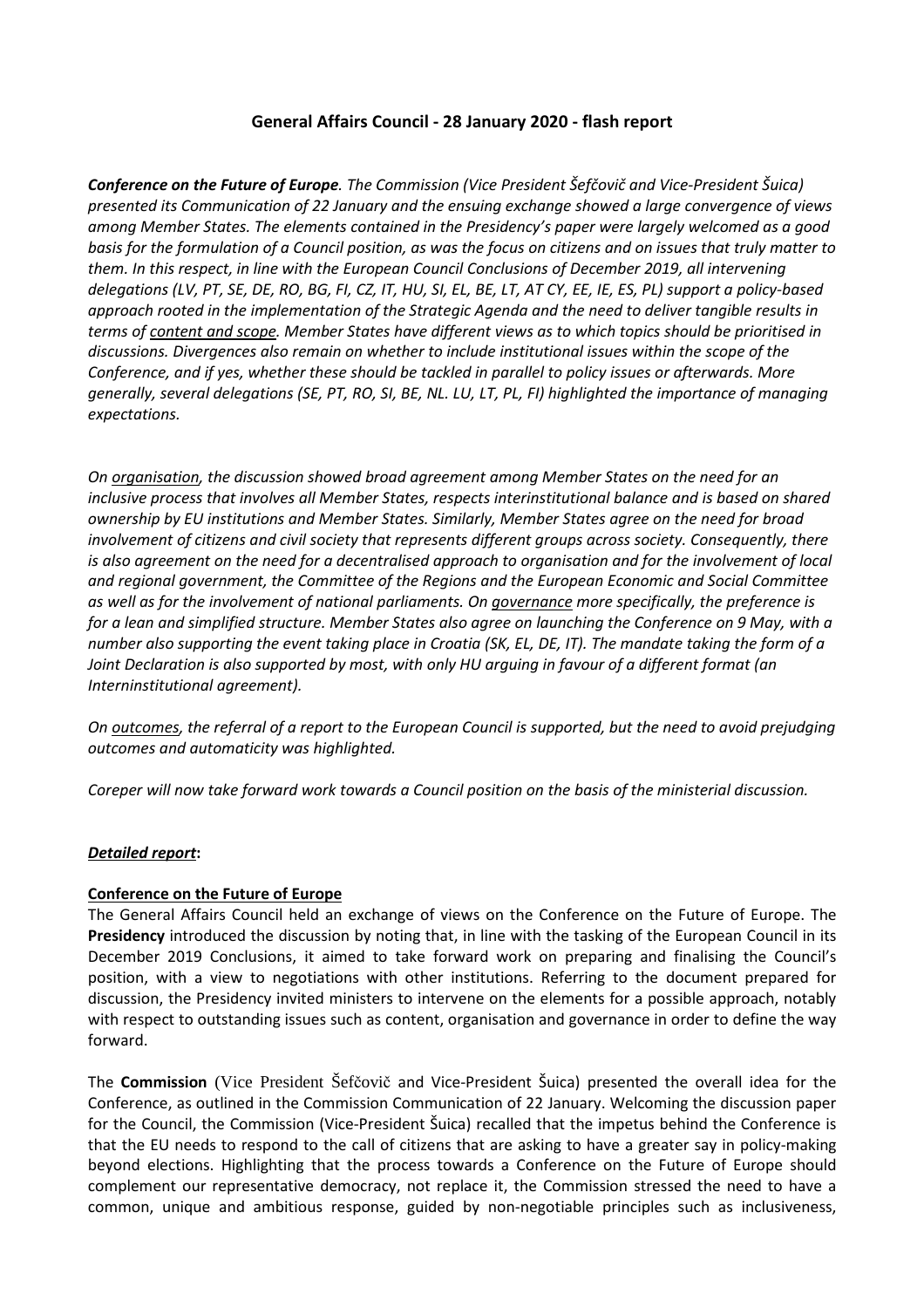# General Affairs Council - 28 January 2020 - flash report

***Conference on the Future of Europe**. The Commission (Vice President Šefčovič and Vice-President Šuica) presented its Communication of 22 January and the ensuing exchange showed a large convergence of views among Member States. The elements contained in the Presidency's paper were largely welcomed as a good basis for the formulation of a Council position, as was the focus on citizens and on issues that truly matter to them. In this respect, in line with the European Council Conclusions of December 2019, all intervening delegations (LV, PT, SE, DE, RO, BG, FI, CZ, IT, HU, SI, EL, BE, LT, AT CY, EE, IE, ES, PL) support a policy-based approach rooted in the implementation of the Strategic Agenda and the need to deliver tangible results in terms of <u>content and scope</u>. Member States have different views as to which topics should be prioritised in discussions. Divergences also remain on whether to include institutional issues within the scope of the Conference, and if yes, whether these should be tackled in parallel to policy issues or afterwards. More generally, several delegations (SE, PT, RO, SI, BE, NL. LU, LT, PL, FI) highlighted the importance of managing expectations.*

*On <u>organisation</u>, the discussion showed broad agreement among Member States on the need for an inclusive process that involves all Member States, respects interinstitutional balance and is based on shared ownership by EU institutions and Member States. Similarly, Member States agree on the need for broad involvement of citizens and civil society that represents different groups across society. Consequently, there is also agreement on the need for a decentralised approach to organisation and for the involvement of local and regional government, the Committee of the Regions and the European Economic and Social Committee as well as for the involvement of national parliaments. On <u>governance</u> more specifically, the preference is for a lean and simplified structure. Member States also agree on launching the Conference on 9 May, with a number also supporting the event taking place in Croatia (SK, EL, DE, IT). The mandate taking the form of a Joint Declaration is also supported by most, with only HU arguing in favour of a different format (an Interninstitutional agreement).*

*On <u>outcomes</u>, the referral of a report to the European Council is supported, but the need to avoid prejudging outcomes and automaticity was highlighted.*

*Coreper will now take forward work towards a Council position on the basis of the ministerial discussion.*

***<u>Detailed report</u>*:**

**<u>Conference on the Future of Europe</u>**

The General Affairs Council held an exchange of views on the Conference on the Future of Europe. The **Presidency** introduced the discussion by noting that, in line with the tasking of the European Council in its December 2019 Conclusions, it aimed to take forward work on preparing and finalising the Council's position, with a view to negotiations with other institutions. Referring to the document prepared for discussion, the Presidency invited ministers to intervene on the elements for a possible approach, notably with respect to outstanding issues such as content, organisation and governance in order to define the way forward.

The **Commission** (Vice President Šefčovič and Vice-President Šuica) presented the overall idea for the Conference, as outlined in the Commission Communication of 22 January. Welcoming the discussion paper for the Council, the Commission (Vice-President Šuica) recalled that the impetus behind the Conference is that the EU needs to respond to the call of citizens that are asking to have a greater say in policy-making beyond elections. Highlighting that the process towards a Conference on the Future of Europe should complement our representative democracy, not replace it, the Commission stressed the need to have a common, unique and ambitious response, guided by non-negotiable principles such as inclusiveness,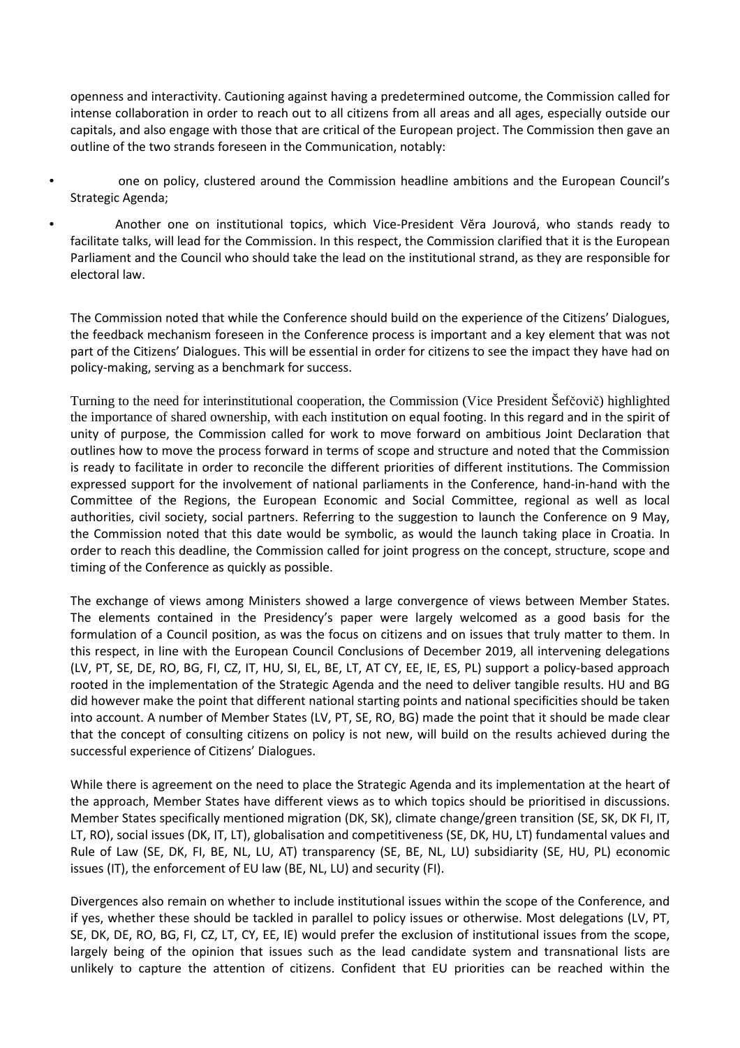openness and interactivity. Cautioning against having a predetermined outcome, the Commission called for intense collaboration in order to reach out to all citizens from all areas and all ages, especially outside our capitals, and also engage with those that are critical of the European project. The Commission then gave an outline of the two strands foreseen in the Communication, notably:

- one on policy, clustered around the Commission headline ambitions and the European Council's Strategic Agenda;
- Another one on institutional topics, which Vice-President Věra Jourová, who stands ready to facilitate talks, will lead for the Commission. In this respect, the Commission clarified that it is the European Parliament and the Council who should take the lead on the institutional strand, as they are responsible for electoral law.

The Commission noted that while the Conference should build on the experience of the Citizens' Dialogues, the feedback mechanism foreseen in the Conference process is important and a key element that was not part of the Citizens' Dialogues. This will be essential in order for citizens to see the impact they have had on policy-making, serving as a benchmark for success.

Turning to the need for interinstitutional cooperation, the Commission (Vice President Šefčovič) highlighted the importance of shared ownership, with each institution on equal footing. In this regard and in the spirit of unity of purpose, the Commission called for work to move forward on ambitious Joint Declaration that outlines how to move the process forward in terms of scope and structure and noted that the Commission is ready to facilitate in order to reconcile the different priorities of different institutions. The Commission expressed support for the involvement of national parliaments in the Conference, hand-in-hand with the Committee of the Regions, the European Economic and Social Committee, regional as well as local authorities, civil society, social partners. Referring to the suggestion to launch the Conference on 9 May, the Commission noted that this date would be symbolic, as would the launch taking place in Croatia. In order to reach this deadline, the Commission called for joint progress on the concept, structure, scope and timing of the Conference as quickly as possible.

The exchange of views among Ministers showed a large convergence of views between Member States. The elements contained in the Presidency's paper were largely welcomed as a good basis for the formulation of a Council position, as was the focus on citizens and on issues that truly matter to them. In this respect, in line with the European Council Conclusions of December 2019, all intervening delegations (LV, PT, SE, DE, RO, BG, FI, CZ, IT, HU, SI, EL, BE, LT, AT CY, EE, IE, ES, PL) support a policy-based approach rooted in the implementation of the Strategic Agenda and the need to deliver tangible results. HU and BG did however make the point that different national starting points and national specificities should be taken into account. A number of Member States (LV, PT, SE, RO, BG) made the point that it should be made clear that the concept of consulting citizens on policy is not new, will build on the results achieved during the successful experience of Citizens' Dialogues.

While there is agreement on the need to place the Strategic Agenda and its implementation at the heart of the approach, Member States have different views as to which topics should be prioritised in discussions. Member States specifically mentioned migration (DK, SK), climate change/green transition (SE, SK, DK FI, IT, LT, RO), social issues (DK, IT, LT), globalisation and competitiveness (SE, DK, HU, LT) fundamental values and Rule of Law (SE, DK, FI, BE, NL, LU, AT) transparency (SE, BE, NL, LU) subsidiarity (SE, HU, PL) economic issues (IT), the enforcement of EU law (BE, NL, LU) and security (FI).

Divergences also remain on whether to include institutional issues within the scope of the Conference, and if yes, whether these should be tackled in parallel to policy issues or otherwise. Most delegations (LV, PT, SE, DK, DE, RO, BG, FI, CZ, LT, CY, EE, IE) would prefer the exclusion of institutional issues from the scope, largely being of the opinion that issues such as the lead candidate system and transnational lists are unlikely to capture the attention of citizens. Confident that EU priorities can be reached within the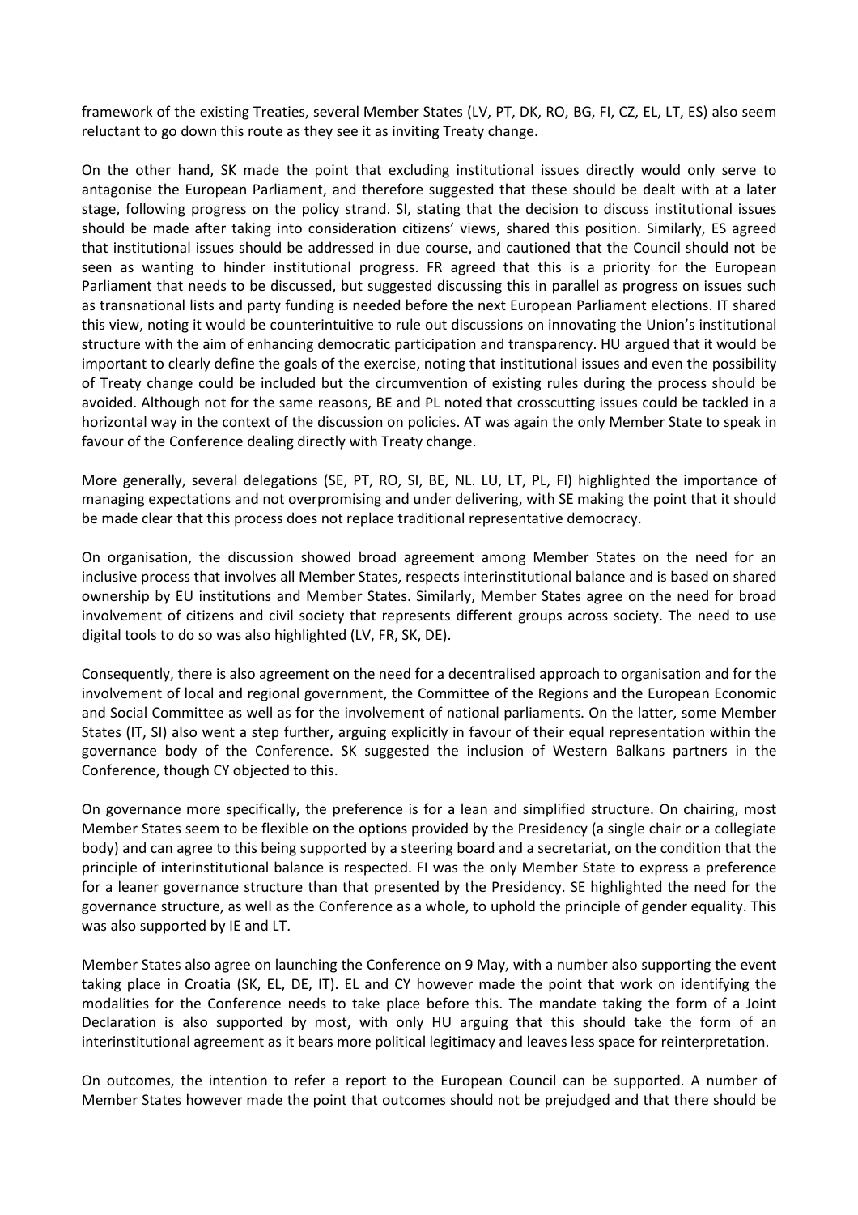framework of the existing Treaties, several Member States (LV, PT, DK, RO, BG, FI, CZ, EL, LT, ES) also seem reluctant to go down this route as they see it as inviting Treaty change.

On the other hand, SK made the point that excluding institutional issues directly would only serve to antagonise the European Parliament, and therefore suggested that these should be dealt with at a later stage, following progress on the policy strand. SI, stating that the decision to discuss institutional issues should be made after taking into consideration citizens' views, shared this position. Similarly, ES agreed that institutional issues should be addressed in due course, and cautioned that the Council should not be seen as wanting to hinder institutional progress. FR agreed that this is a priority for the European Parliament that needs to be discussed, but suggested discussing this in parallel as progress on issues such as transnational lists and party funding is needed before the next European Parliament elections. IT shared this view, noting it would be counterintuitive to rule out discussions on innovating the Union's institutional structure with the aim of enhancing democratic participation and transparency. HU argued that it would be important to clearly define the goals of the exercise, noting that institutional issues and even the possibility of Treaty change could be included but the circumvention of existing rules during the process should be avoided. Although not for the same reasons, BE and PL noted that crosscutting issues could be tackled in a horizontal way in the context of the discussion on policies. AT was again the only Member State to speak in favour of the Conference dealing directly with Treaty change.

More generally, several delegations (SE, PT, RO, SI, BE, NL. LU, LT, PL, FI) highlighted the importance of managing expectations and not overpromising and under delivering, with SE making the point that it should be made clear that this process does not replace traditional representative democracy.

On organisation, the discussion showed broad agreement among Member States on the need for an inclusive process that involves all Member States, respects interinstitutional balance and is based on shared ownership by EU institutions and Member States. Similarly, Member States agree on the need for broad involvement of citizens and civil society that represents different groups across society. The need to use digital tools to do so was also highlighted (LV, FR, SK, DE).

Consequently, there is also agreement on the need for a decentralised approach to organisation and for the involvement of local and regional government, the Committee of the Regions and the European Economic and Social Committee as well as for the involvement of national parliaments. On the latter, some Member States (IT, SI) also went a step further, arguing explicitly in favour of their equal representation within the governance body of the Conference. SK suggested the inclusion of Western Balkans partners in the Conference, though CY objected to this.

On governance more specifically, the preference is for a lean and simplified structure. On chairing, most Member States seem to be flexible on the options provided by the Presidency (a single chair or a collegiate body) and can agree to this being supported by a steering board and a secretariat, on the condition that the principle of interinstitutional balance is respected. FI was the only Member State to express a preference for a leaner governance structure than that presented by the Presidency. SE highlighted the need for the governance structure, as well as the Conference as a whole, to uphold the principle of gender equality. This was also supported by IE and LT.

Member States also agree on launching the Conference on 9 May, with a number also supporting the event taking place in Croatia (SK, EL, DE, IT). EL and CY however made the point that work on identifying the modalities for the Conference needs to take place before this. The mandate taking the form of a Joint Declaration is also supported by most, with only HU arguing that this should take the form of an interinstitutional agreement as it bears more political legitimacy and leaves less space for reinterpretation.

On outcomes, the intention to refer a report to the European Council can be supported. A number of Member States however made the point that outcomes should not be prejudged and that there should be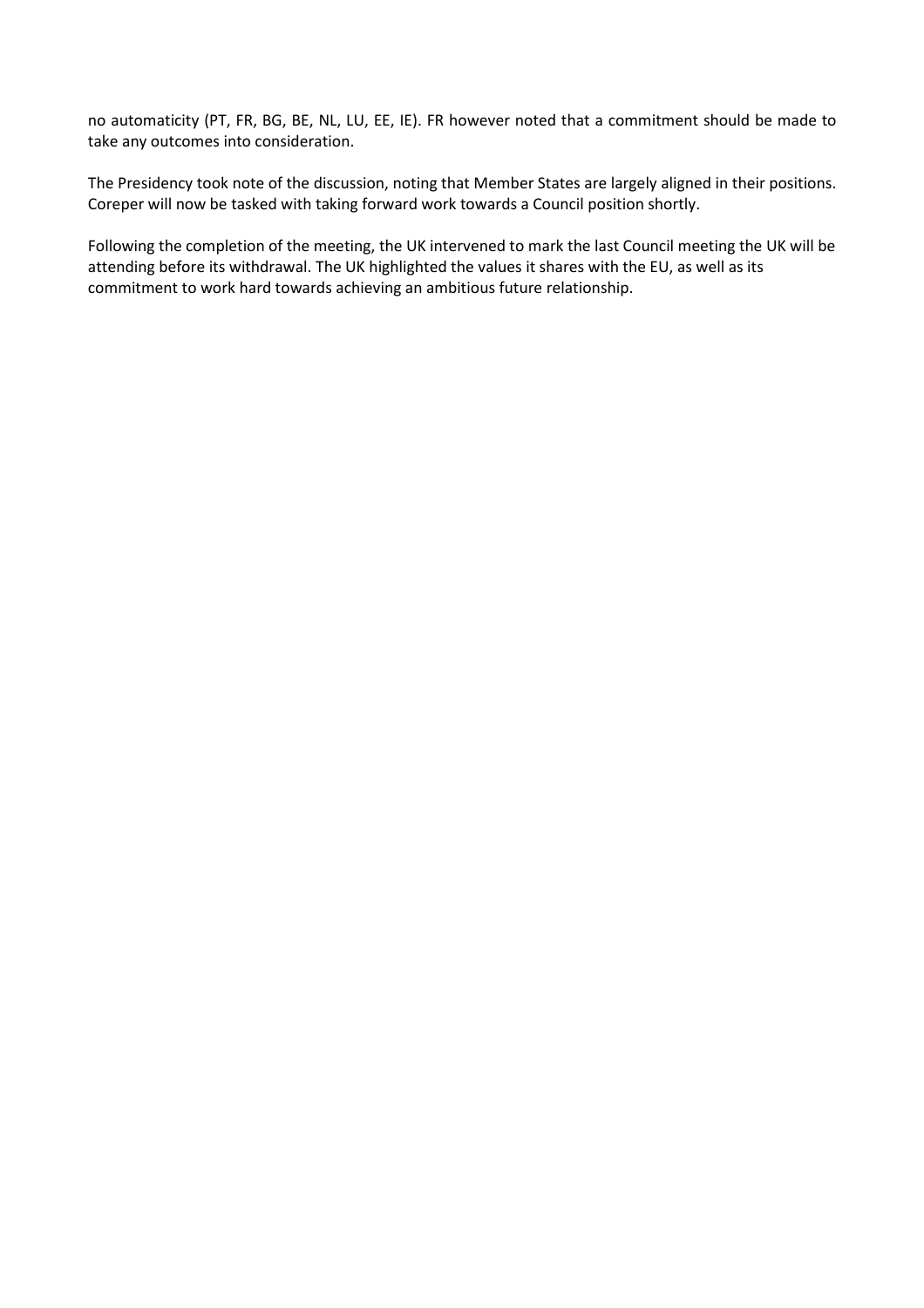no automaticity (PT, FR, BG, BE, NL, LU, EE, IE). FR however noted that a commitment should be made to take any outcomes into consideration.

The Presidency took note of the discussion, noting that Member States are largely aligned in their positions. Coreper will now be tasked with taking forward work towards a Council position shortly.

Following the completion of the meeting, the UK intervened to mark the last Council meeting the UK will be attending before its withdrawal. The UK highlighted the values it shares with the EU, as well as its commitment to work hard towards achieving an ambitious future relationship.